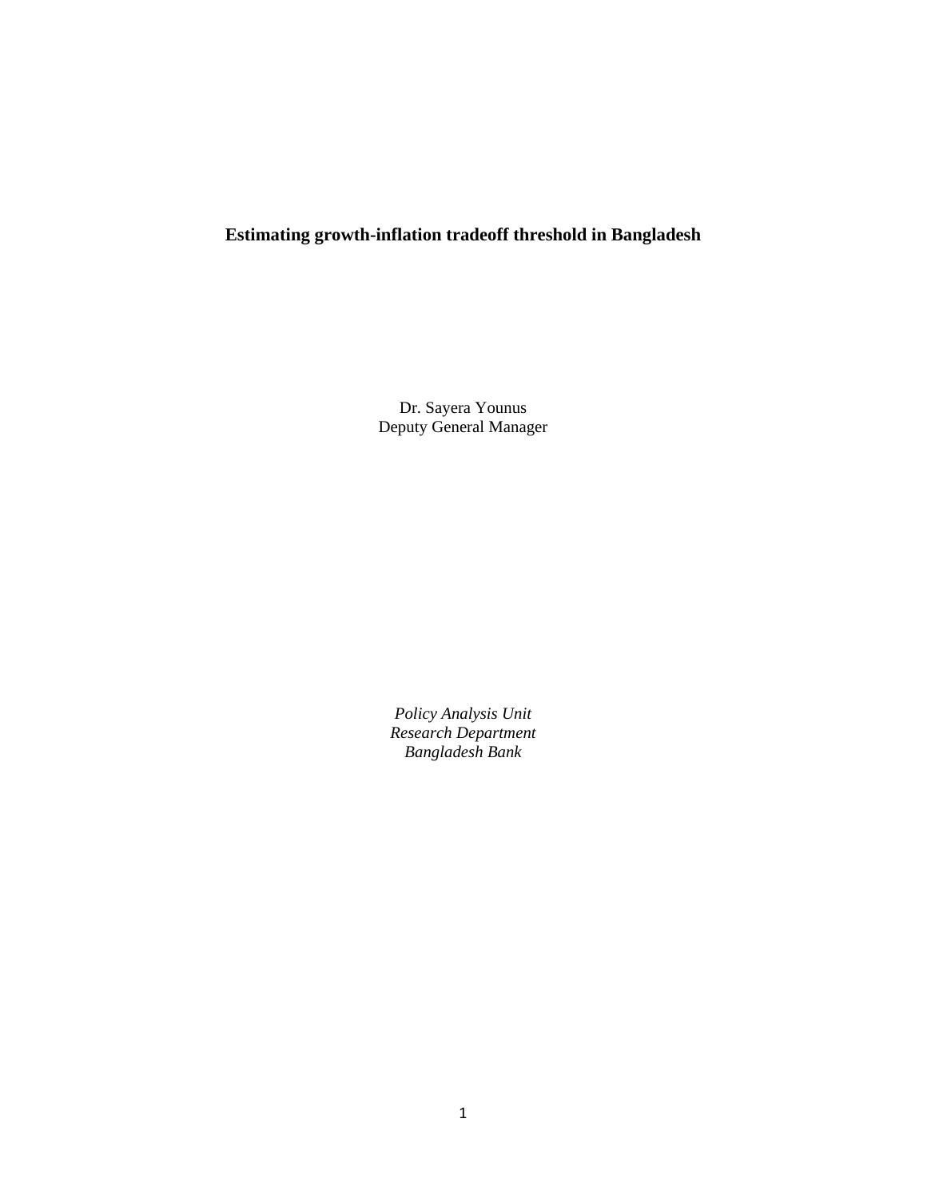# Estimating growth-inflation tradeoff threshold in Bangladesh

Dr. Sayera Younus
Deputy General Manager

*Policy Analysis Unit*
*Research Department*
*Bangladesh Bank*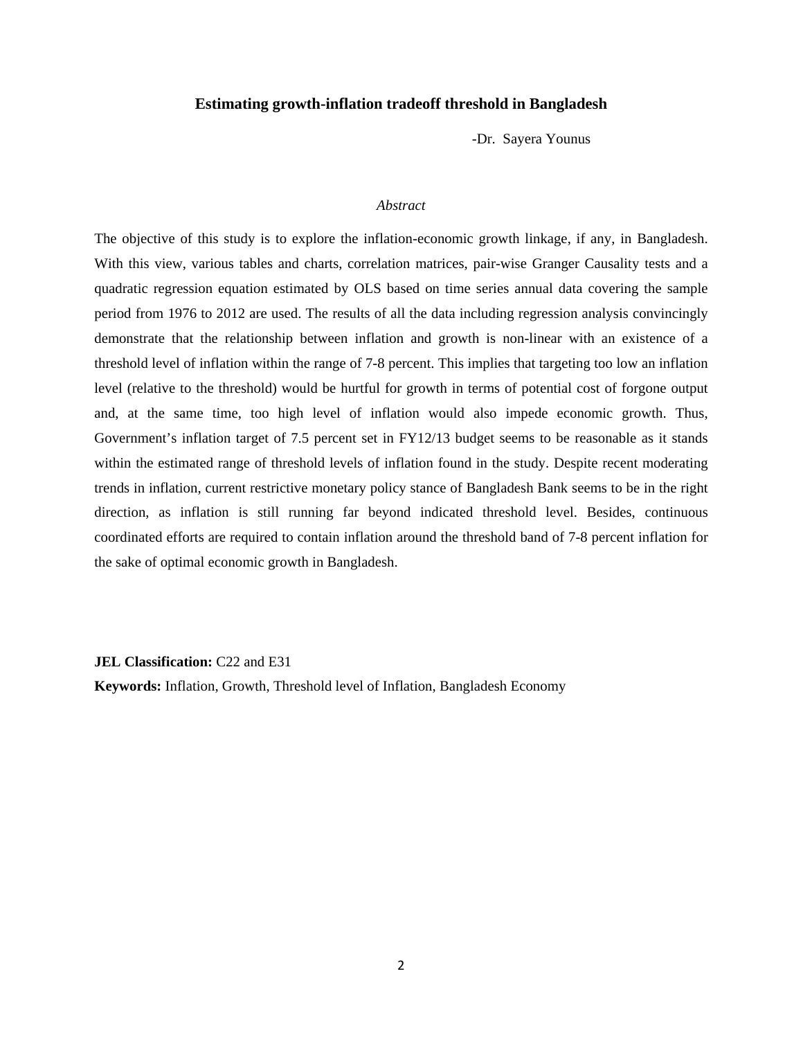# Estimating growth-inflation tradeoff threshold in Bangladesh

-Dr. Sayera Younus

*Abstract*

The objective of this study is to explore the inflation-economic growth linkage, if any, in Bangladesh. With this view, various tables and charts, correlation matrices, pair-wise Granger Causality tests and a quadratic regression equation estimated by OLS based on time series annual data covering the sample period from 1976 to 2012 are used. The results of all the data including regression analysis convincingly demonstrate that the relationship between inflation and growth is non-linear with an existence of a threshold level of inflation within the range of 7-8 percent. This implies that targeting too low an inflation level (relative to the threshold) would be hurtful for growth in terms of potential cost of forgone output and, at the same time, too high level of inflation would also impede economic growth. Thus, Government's inflation target of 7.5 percent set in FY12/13 budget seems to be reasonable as it stands within the estimated range of threshold levels of inflation found in the study. Despite recent moderating trends in inflation, current restrictive monetary policy stance of Bangladesh Bank seems to be in the right direction, as inflation is still running far beyond indicated threshold level. Besides, continuous coordinated efforts are required to contain inflation around the threshold band of 7-8 percent inflation for the sake of optimal economic growth in Bangladesh.

**JEL Classification:** C22 and E31

**Keywords:** Inflation, Growth, Threshold level of Inflation, Bangladesh Economy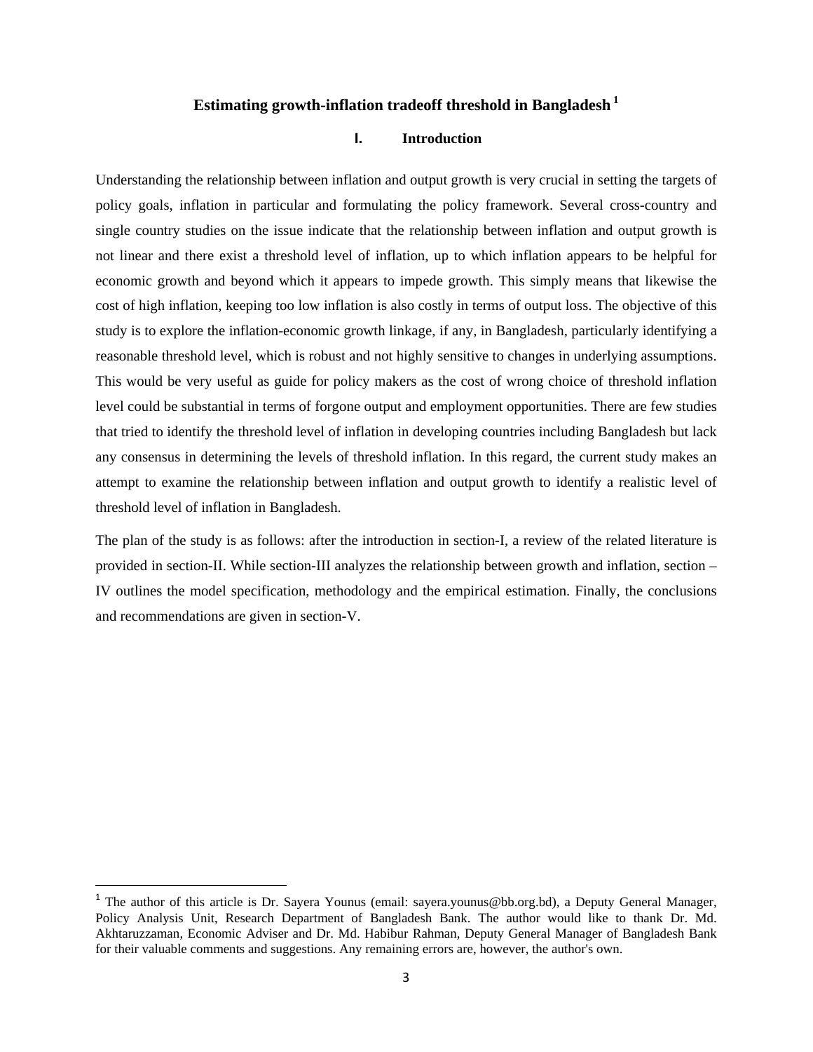# Estimating growth-inflation tradeoff threshold in Bangladesh [1]

## I. Introduction

Understanding the relationship between inflation and output growth is very crucial in setting the targets of policy goals, inflation in particular and formulating the policy framework. Several cross-country and single country studies on the issue indicate that the relationship between inflation and output growth is not linear and there exist a threshold level of inflation, up to which inflation appears to be helpful for economic growth and beyond which it appears to impede growth. This simply means that likewise the cost of high inflation, keeping too low inflation is also costly in terms of output loss. The objective of this study is to explore the inflation-economic growth linkage, if any, in Bangladesh, particularly identifying a reasonable threshold level, which is robust and not highly sensitive to changes in underlying assumptions. This would be very useful as guide for policy makers as the cost of wrong choice of threshold inflation level could be substantial in terms of forgone output and employment opportunities. There are few studies that tried to identify the threshold level of inflation in developing countries including Bangladesh but lack any consensus in determining the levels of threshold inflation. In this regard, the current study makes an attempt to examine the relationship between inflation and output growth to identify a realistic level of threshold level of inflation in Bangladesh.

The plan of the study is as follows: after the introduction in section-I, a review of the related literature is provided in section-II. While section-III analyzes the relationship between growth and inflation, section – IV outlines the model specification, methodology and the empirical estimation. Finally, the conclusions and recommendations are given in section-V.

[1] The author of this article is Dr. Sayera Younus (email: sayera.younus@bb.org.bd), a Deputy General Manager, Policy Analysis Unit, Research Department of Bangladesh Bank. The author would like to thank Dr. Md. Akhtaruzzaman, Economic Adviser and Dr. Md. Habibur Rahman, Deputy General Manager of Bangladesh Bank for their valuable comments and suggestions. Any remaining errors are, however, the author's own.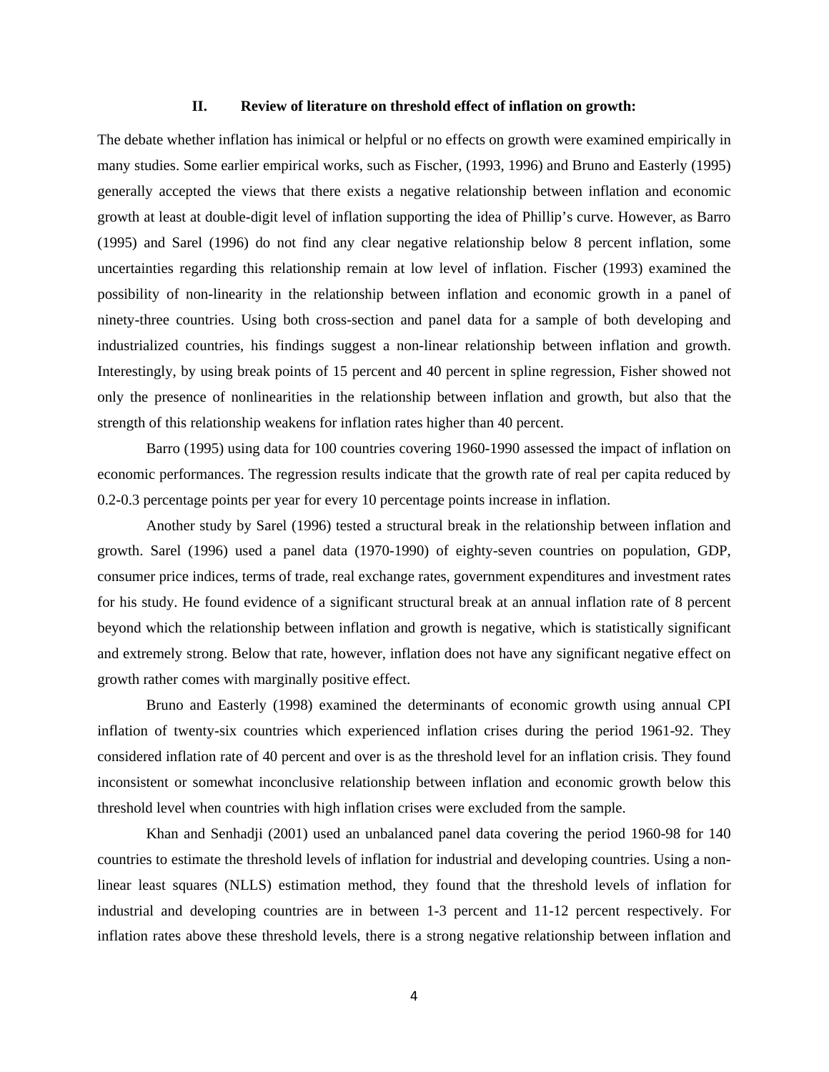## II. Review of literature on threshold effect of inflation on growth:

The debate whether inflation has inimical or helpful or no effects on growth were examined empirically in many studies. Some earlier empirical works, such as Fischer, (1993, 1996) and Bruno and Easterly (1995) generally accepted the views that there exists a negative relationship between inflation and economic growth at least at double-digit level of inflation supporting the idea of Phillip's curve. However, as Barro (1995) and Sarel (1996) do not find any clear negative relationship below 8 percent inflation, some uncertainties regarding this relationship remain at low level of inflation. Fischer (1993) examined the possibility of non-linearity in the relationship between inflation and economic growth in a panel of ninety-three countries. Using both cross-section and panel data for a sample of both developing and industrialized countries, his findings suggest a non-linear relationship between inflation and growth. Interestingly, by using break points of 15 percent and 40 percent in spline regression, Fisher showed not only the presence of nonlinearities in the relationship between inflation and growth, but also that the strength of this relationship weakens for inflation rates higher than 40 percent.

Barro (1995) using data for 100 countries covering 1960-1990 assessed the impact of inflation on economic performances. The regression results indicate that the growth rate of real per capita reduced by 0.2-0.3 percentage points per year for every 10 percentage points increase in inflation.

Another study by Sarel (1996) tested a structural break in the relationship between inflation and growth. Sarel (1996) used a panel data (1970-1990) of eighty-seven countries on population, GDP, consumer price indices, terms of trade, real exchange rates, government expenditures and investment rates for his study. He found evidence of a significant structural break at an annual inflation rate of 8 percent beyond which the relationship between inflation and growth is negative, which is statistically significant and extremely strong. Below that rate, however, inflation does not have any significant negative effect on growth rather comes with marginally positive effect.

Bruno and Easterly (1998) examined the determinants of economic growth using annual CPI inflation of twenty-six countries which experienced inflation crises during the period 1961-92. They considered inflation rate of 40 percent and over is as the threshold level for an inflation crisis. They found inconsistent or somewhat inconclusive relationship between inflation and economic growth below this threshold level when countries with high inflation crises were excluded from the sample.

Khan and Senhadji (2001) used an unbalanced panel data covering the period 1960-98 for 140 countries to estimate the threshold levels of inflation for industrial and developing countries. Using a non-linear least squares (NLLS) estimation method, they found that the threshold levels of inflation for industrial and developing countries are in between 1-3 percent and 11-12 percent respectively. For inflation rates above these threshold levels, there is a strong negative relationship between inflation and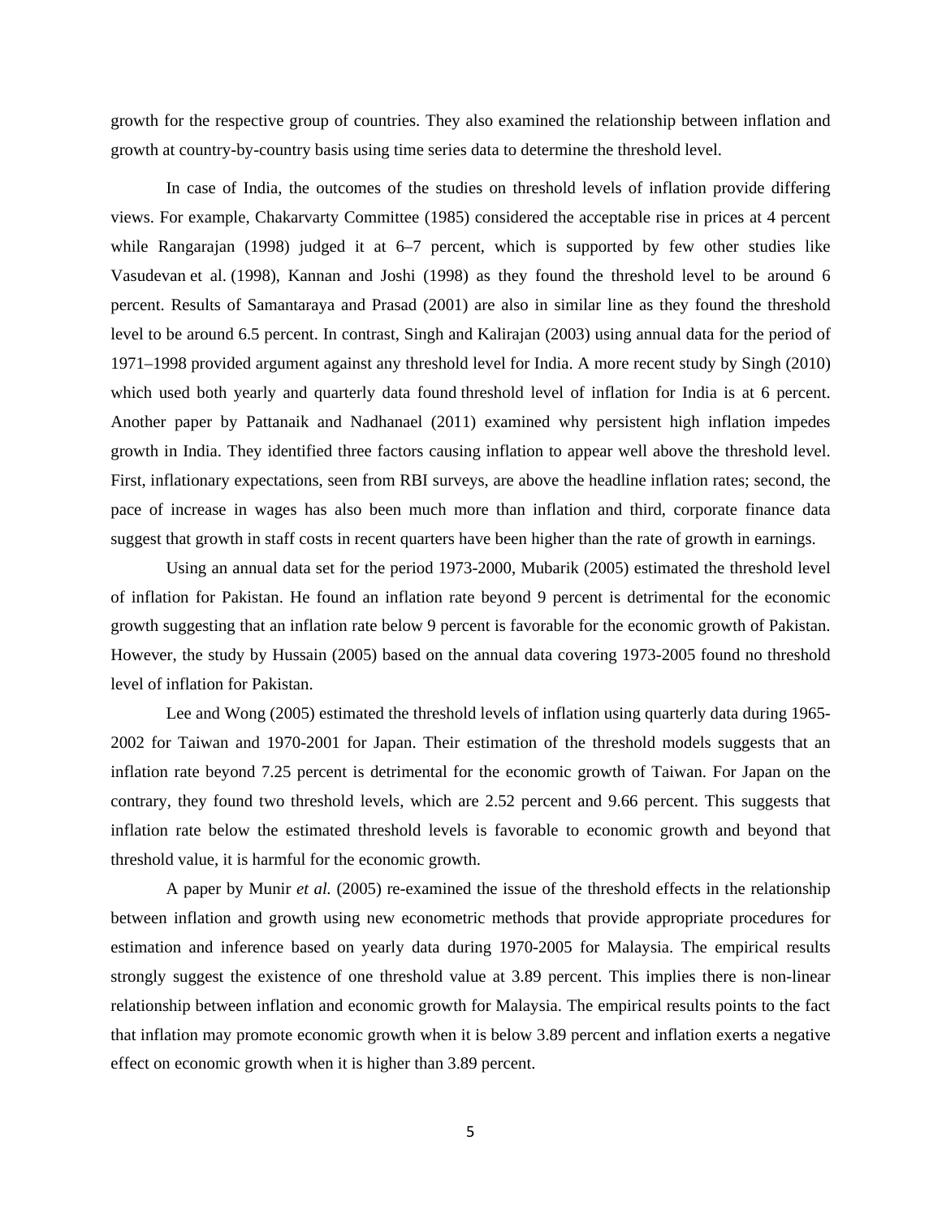growth for the respective group of countries. They also examined the relationship between inflation and growth at country-by-country basis using time series data to determine the threshold level.

In case of India, the outcomes of the studies on threshold levels of inflation provide differing views. For example, Chakarvarty Committee (1985) considered the acceptable rise in prices at 4 percent while Rangarajan (1998) judged it at 6–7 percent, which is supported by few other studies like Vasudevan et al. (1998), Kannan and Joshi (1998) as they found the threshold level to be around 6 percent. Results of Samantaraya and Prasad (2001) are also in similar line as they found the threshold level to be around 6.5 percent. In contrast, Singh and Kalirajan (2003) using annual data for the period of 1971–1998 provided argument against any threshold level for India. A more recent study by Singh (2010) which used both yearly and quarterly data found threshold level of inflation for India is at 6 percent. Another paper by Pattanaik and Nadhanael (2011) examined why persistent high inflation impedes growth in India. They identified three factors causing inflation to appear well above the threshold level. First, inflationary expectations, seen from RBI surveys, are above the headline inflation rates; second, the pace of increase in wages has also been much more than inflation and third, corporate finance data suggest that growth in staff costs in recent quarters have been higher than the rate of growth in earnings.

Using an annual data set for the period 1973-2000, Mubarik (2005) estimated the threshold level of inflation for Pakistan. He found an inflation rate beyond 9 percent is detrimental for the economic growth suggesting that an inflation rate below 9 percent is favorable for the economic growth of Pakistan. However, the study by Hussain (2005) based on the annual data covering 1973-2005 found no threshold level of inflation for Pakistan.

Lee and Wong (2005) estimated the threshold levels of inflation using quarterly data during 1965-2002 for Taiwan and 1970-2001 for Japan. Their estimation of the threshold models suggests that an inflation rate beyond 7.25 percent is detrimental for the economic growth of Taiwan. For Japan on the contrary, they found two threshold levels, which are 2.52 percent and 9.66 percent. This suggests that inflation rate below the estimated threshold levels is favorable to economic growth and beyond that threshold value, it is harmful for the economic growth.

A paper by Munir *et al.* (2005) re-examined the issue of the threshold effects in the relationship between inflation and growth using new econometric methods that provide appropriate procedures for estimation and inference based on yearly data during 1970-2005 for Malaysia. The empirical results strongly suggest the existence of one threshold value at 3.89 percent. This implies there is non-linear relationship between inflation and economic growth for Malaysia. The empirical results points to the fact that inflation may promote economic growth when it is below 3.89 percent and inflation exerts a negative effect on economic growth when it is higher than 3.89 percent.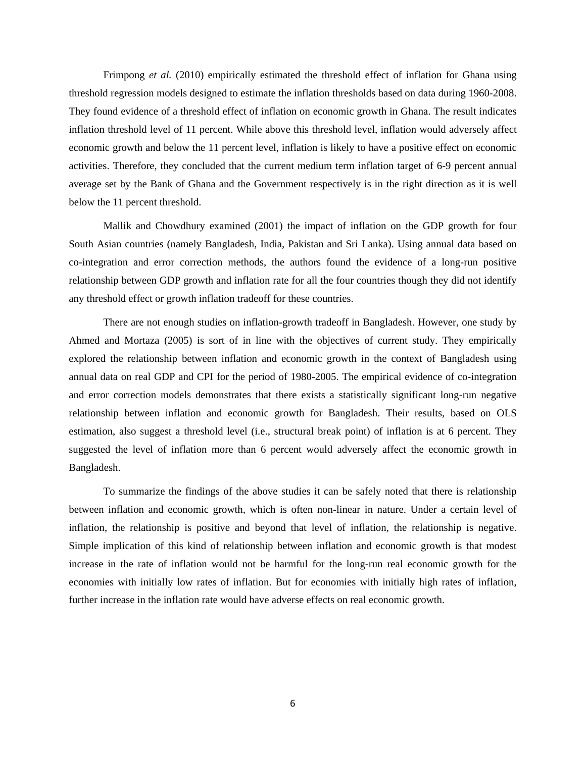Frimpong *et al.* (2010) empirically estimated the threshold effect of inflation for Ghana using threshold regression models designed to estimate the inflation thresholds based on data during 1960-2008. They found evidence of a threshold effect of inflation on economic growth in Ghana. The result indicates inflation threshold level of 11 percent. While above this threshold level, inflation would adversely affect economic growth and below the 11 percent level, inflation is likely to have a positive effect on economic activities. Therefore, they concluded that the current medium term inflation target of 6-9 percent annual average set by the Bank of Ghana and the Government respectively is in the right direction as it is well below the 11 percent threshold.

Mallik and Chowdhury examined (2001) the impact of inflation on the GDP growth for four South Asian countries (namely Bangladesh, India, Pakistan and Sri Lanka). Using annual data based on co-integration and error correction methods, the authors found the evidence of a long-run positive relationship between GDP growth and inflation rate for all the four countries though they did not identify any threshold effect or growth inflation tradeoff for these countries.

There are not enough studies on inflation-growth tradeoff in Bangladesh. However, one study by Ahmed and Mortaza (2005) is sort of in line with the objectives of current study. They empirically explored the relationship between inflation and economic growth in the context of Bangladesh using annual data on real GDP and CPI for the period of 1980-2005. The empirical evidence of co-integration and error correction models demonstrates that there exists a statistically significant long-run negative relationship between inflation and economic growth for Bangladesh. Their results, based on OLS estimation, also suggest a threshold level (i.e., structural break point) of inflation is at 6 percent. They suggested the level of inflation more than 6 percent would adversely affect the economic growth in Bangladesh.

To summarize the findings of the above studies it can be safely noted that there is relationship between inflation and economic growth, which is often non-linear in nature. Under a certain level of inflation, the relationship is positive and beyond that level of inflation, the relationship is negative. Simple implication of this kind of relationship between inflation and economic growth is that modest increase in the rate of inflation would not be harmful for the long-run real economic growth for the economies with initially low rates of inflation. But for economies with initially high rates of inflation, further increase in the inflation rate would have adverse effects on real economic growth.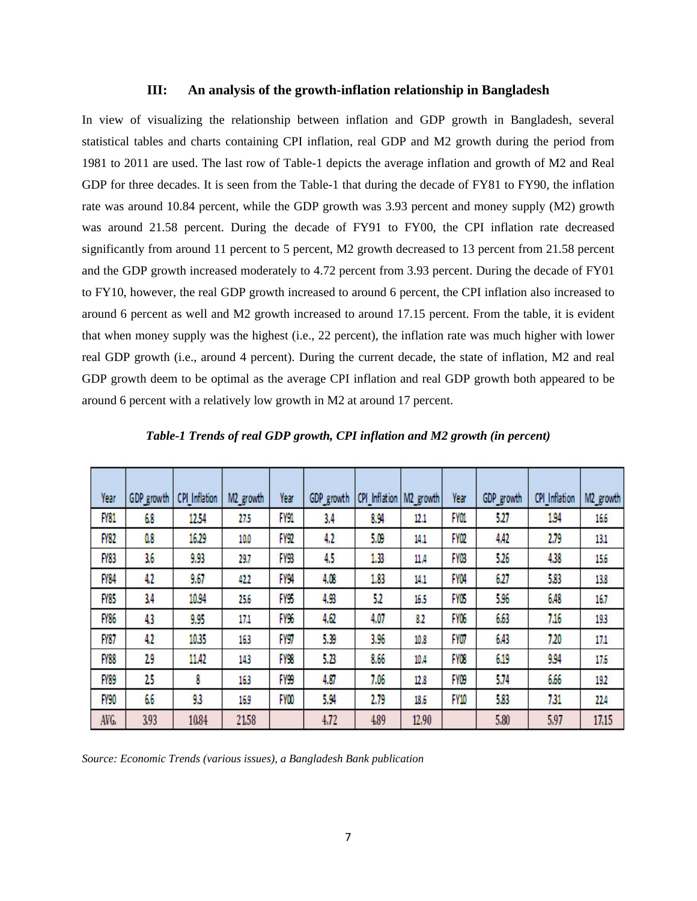### III: An analysis of the growth-inflation relationship in Bangladesh

In view of visualizing the relationship between inflation and GDP growth in Bangladesh, several statistical tables and charts containing CPI inflation, real GDP and M2 growth during the period from 1981 to 2011 are used. The last row of Table-1 depicts the average inflation and growth of M2 and Real GDP for three decades. It is seen from the Table-1 that during the decade of FY81 to FY90, the inflation rate was around 10.84 percent, while the GDP growth was 3.93 percent and money supply (M2) growth was around 21.58 percent. During the decade of FY91 to FY00, the CPI inflation rate decreased significantly from around 11 percent to 5 percent, M2 growth decreased to 13 percent from 21.58 percent and the GDP growth increased moderately to 4.72 percent from 3.93 percent. During the decade of FY01 to FY10, however, the real GDP growth increased to around 6 percent, the CPI inflation also increased to around 6 percent as well and M2 growth increased to around 17.15 percent. From the table, it is evident that when money supply was the highest (i.e., 22 percent), the inflation rate was much higher with lower real GDP growth (i.e., around 4 percent). During the current decade, the state of inflation, M2 and real GDP growth deem to be optimal as the average CPI inflation and real GDP growth both appeared to be around 6 percent with a relatively low growth in M2 at around 17 percent.

***Table-1 Trends of real GDP growth, CPI inflation and M2 growth (in percent)***

| Year | GDP_growth | CPI_Inflation | M2_growth | Year | GDP_growth | CPI_Inflation | M2_growth | Year | GDP_growth | CPI_Inflation | M2_growth |
|---|---|---|---|---|---|---|---|---|---|---|---|
| FY81 | 6.8 | 12.54 | 27.5 | FY91 | 3.4 | 8.94 | 12.1 | FY01 | 5.27 | 1.94 | 16.6 |
| FY82 | 0.8 | 16.29 | 10.0 | FY92 | 4.2 | 5.09 | 14.1 | FY02 | 4.42 | 2.79 | 13.1 |
| FY83 | 3.6 | 9.93 | 29.7 | FY93 | 4.5 | 1.33 | 11.4 | FY03 | 5.26 | 4.38 | 15.6 |
| FY84 | 4.2 | 9.67 | 42.2 | FY94 | 4.08 | 1.83 | 14.1 | FY04 | 6.27 | 5.83 | 13.8 |
| FY85 | 3.4 | 10.94 | 25.6 | FY95 | 4.93 | 5.2 | 16.5 | FY05 | 5.96 | 6.48 | 16.7 |
| FY86 | 4.3 | 9.95 | 17.1 | FY96 | 4.62 | 4.07 | 8.2 | FY06 | 6.63 | 7.16 | 19.3 |
| FY87 | 4.2 | 10.35 | 16.3 | FY97 | 5.39 | 3.96 | 10.8 | FY07 | 6.43 | 7.20 | 17.1 |
| FY88 | 2.9 | 11.42 | 14.3 | FY98 | 5.23 | 8.66 | 10.4 | FY08 | 6.19 | 9.94 | 17.6 |
| FY89 | 2.5 | 8 | 16.3 | FY99 | 4.87 | 7.06 | 12.8 | FY09 | 5.74 | 6.66 | 19.2 |
| FY90 | 6.6 | 9.3 | 16.9 | FY00 | 5.94 | 2.79 | 18.6 | FY10 | 5.83 | 7.31 | 22.4 |
| AVG. | 3.93 | 10.84 | 21.58 | | 4.72 | 4.89 | 12.90 | | 5.80 | 5.97 | 17.15 |

*Source: Economic Trends (various issues), a Bangladesh Bank publication*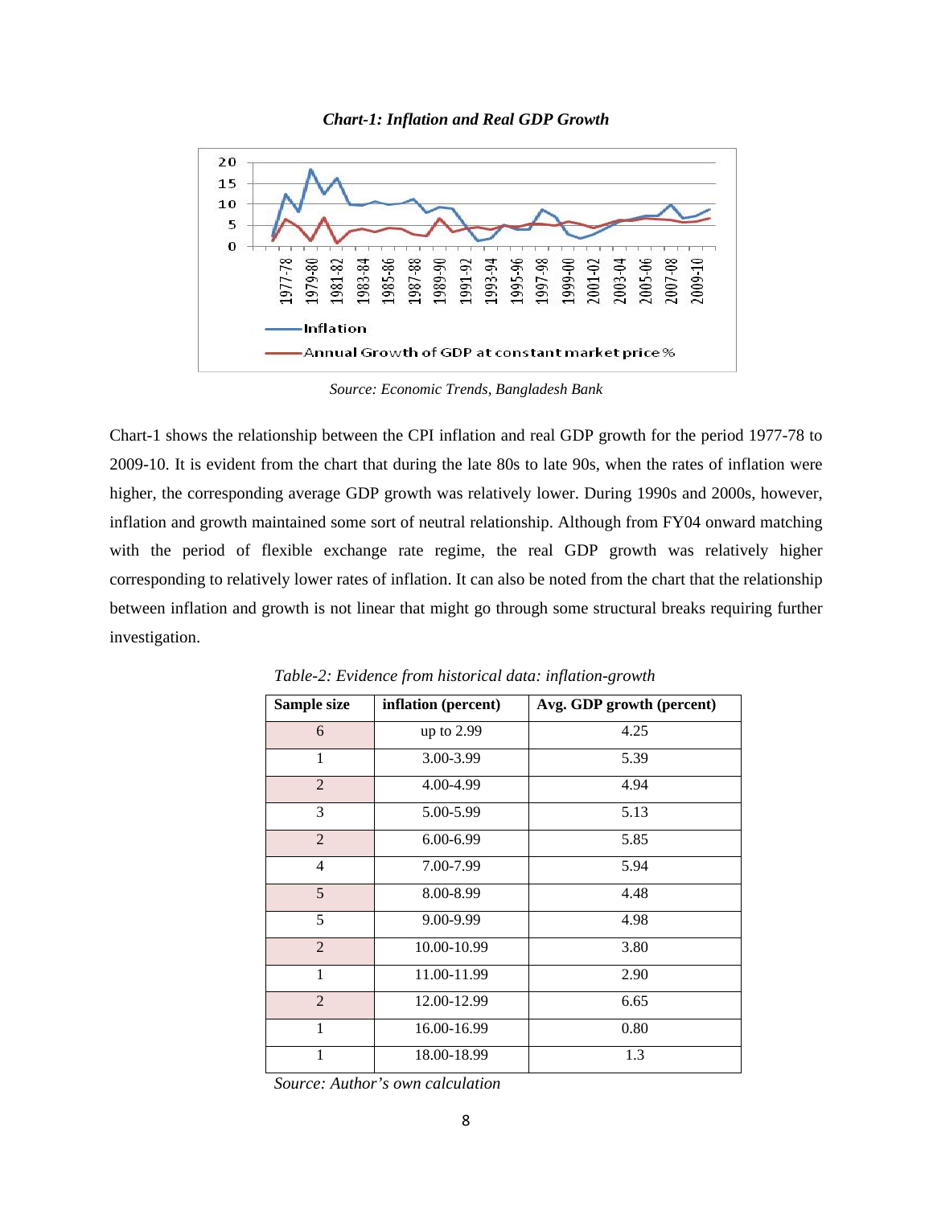***Chart-1: Inflation and Real GDP Growth***

*Source: Economic Trends, Bangladesh Bank*

Chart-1 shows the relationship between the CPI inflation and real GDP growth for the period 1977-78 to 2009-10. It is evident from the chart that during the late 80s to late 90s, when the rates of inflation were higher, the corresponding average GDP growth was relatively lower. During 1990s and 2000s, however, inflation and growth maintained some sort of neutral relationship. Although from FY04 onward matching with the period of flexible exchange rate regime, the real GDP growth was relatively higher corresponding to relatively lower rates of inflation. It can also be noted from the chart that the relationship between inflation and growth is not linear that might go through some structural breaks requiring further investigation.

*Table-2: Evidence from historical data: inflation-growth*

| Sample size | inflation (percent) | Avg. GDP growth (percent) |
|---|---|---|
| 6 | up to 2.99 | 4.25 |
| 1 | 3.00-3.99 | 5.39 |
| 2 | 4.00-4.99 | 4.94 |
| 3 | 5.00-5.99 | 5.13 |
| 2 | 6.00-6.99 | 5.85 |
| 4 | 7.00-7.99 | 5.94 |
| 5 | 8.00-8.99 | 4.48 |
| 5 | 9.00-9.99 | 4.98 |
| 2 | 10.00-10.99 | 3.80 |
| 1 | 11.00-11.99 | 2.90 |
| 2 | 12.00-12.99 | 6.65 |
| 1 | 16.00-16.99 | 0.80 |
| 1 | 18.00-18.99 | 1.3 |

*Source: Author's own calculation*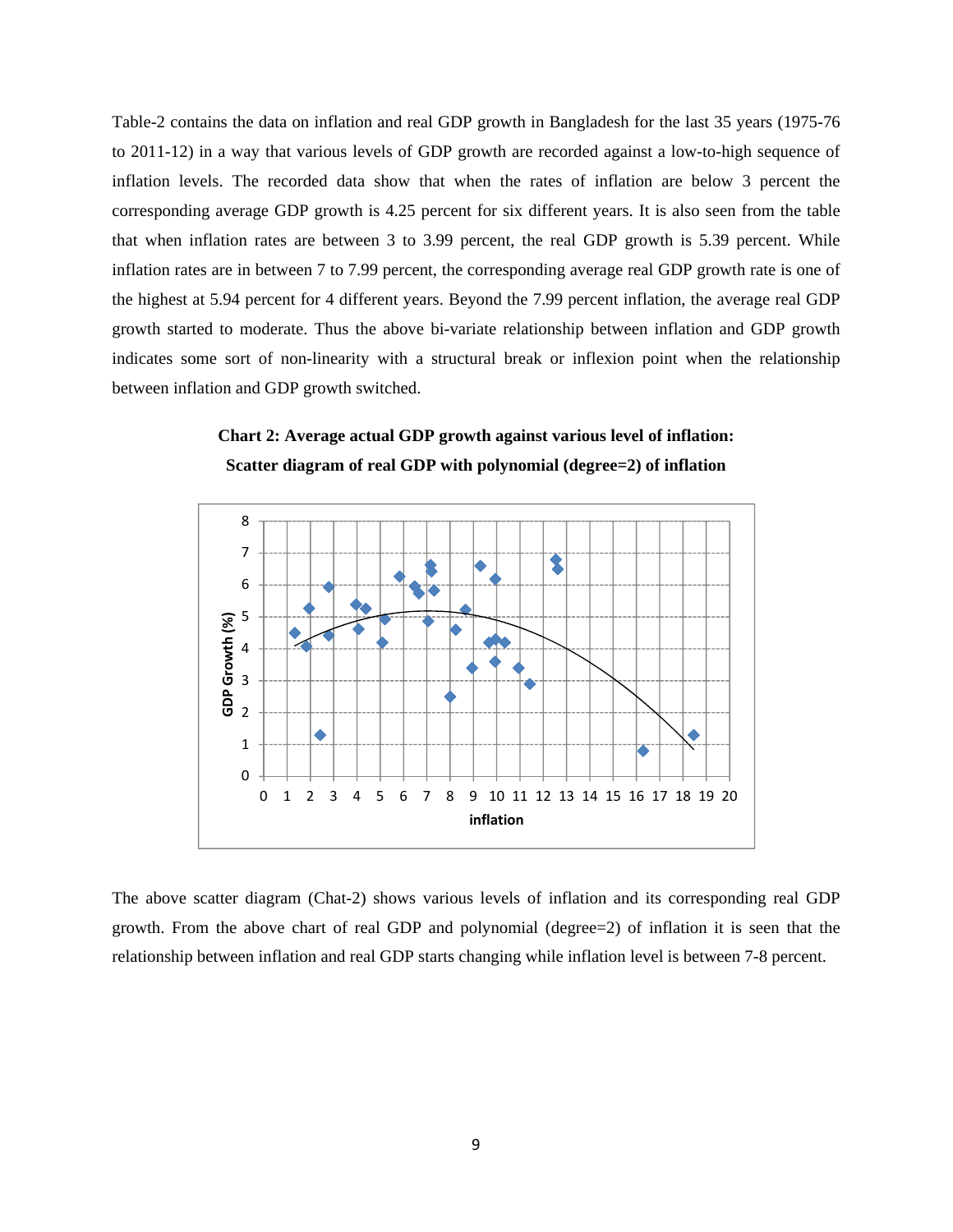Table-2 contains the data on inflation and real GDP growth in Bangladesh for the last 35 years (1975-76 to 2011-12) in a way that various levels of GDP growth are recorded against a low-to-high sequence of inflation levels. The recorded data show that when the rates of inflation are below 3 percent the corresponding average GDP growth is 4.25 percent for six different years. It is also seen from the table that when inflation rates are between 3 to 3.99 percent, the real GDP growth is 5.39 percent. While inflation rates are in between 7 to 7.99 percent, the corresponding average real GDP growth rate is one of the highest at 5.94 percent for 4 different years. Beyond the 7.99 percent inflation, the average real GDP growth started to moderate. Thus the above bi-variate relationship between inflation and GDP growth indicates some sort of non-linearity with a structural break or inflexion point when the relationship between inflation and GDP growth switched.

**Chart 2: Average actual GDP growth against various level of inflation: Scatter diagram of real GDP with polynomial (degree=2) of inflation**

The above scatter diagram (Chat-2) shows various levels of inflation and its corresponding real GDP growth. From the above chart of real GDP and polynomial (degree=2) of inflation it is seen that the relationship between inflation and real GDP starts changing while inflation level is between 7-8 percent.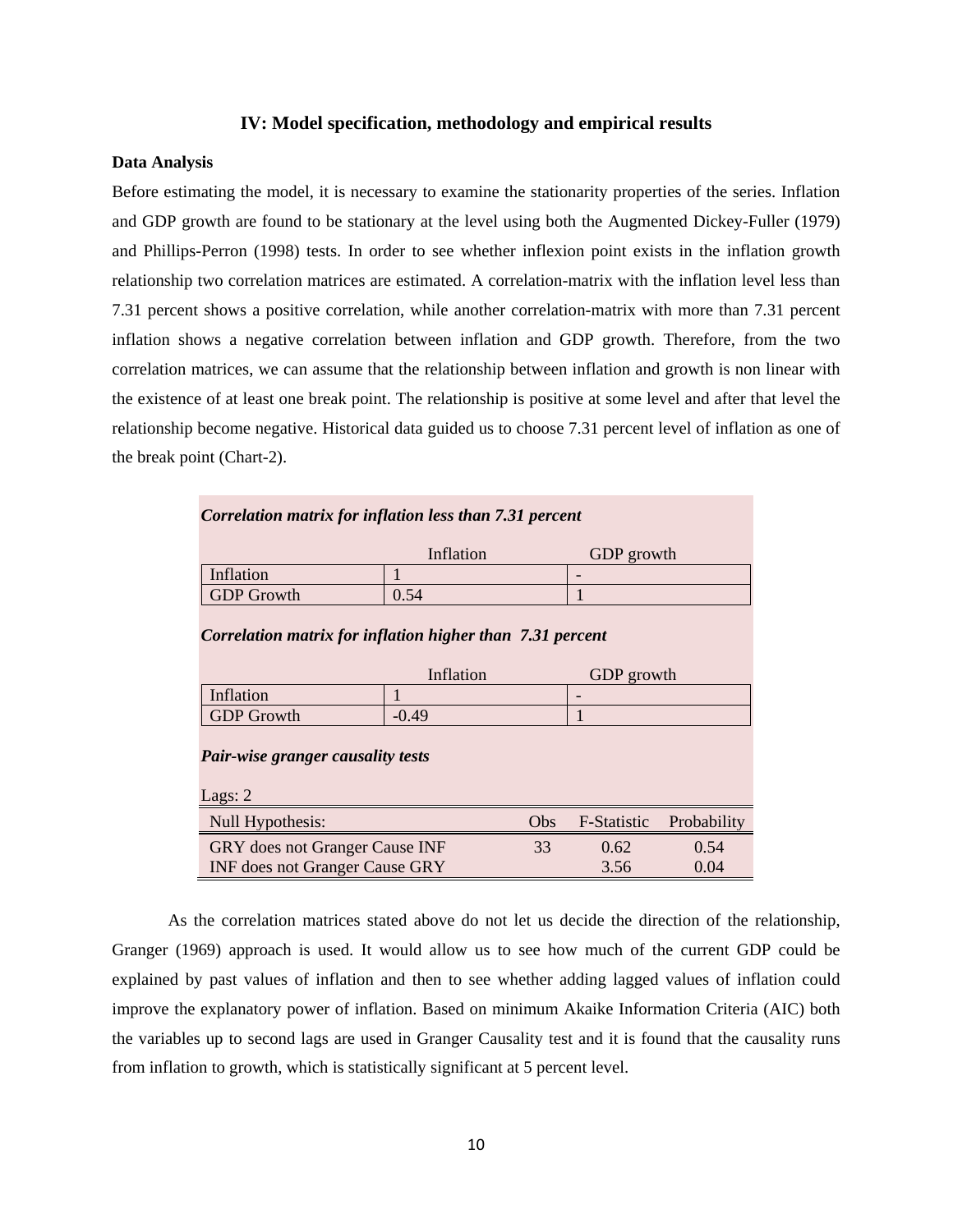## IV: Model specification, methodology and empirical results

**Data Analysis**

Before estimating the model, it is necessary to examine the stationarity properties of the series. Inflation and GDP growth are found to be stationary at the level using both the Augmented Dickey-Fuller (1979) and Phillips-Perron (1998) tests. In order to see whether inflexion point exists in the inflation growth relationship two correlation matrices are estimated. A correlation-matrix with the inflation level less than 7.31 percent shows a positive correlation, while another correlation-matrix with more than 7.31 percent inflation shows a negative correlation between inflation and GDP growth. Therefore, from the two correlation matrices, we can assume that the relationship between inflation and growth is non linear with the existence of at least one break point. The relationship is positive at some level and after that level the relationship become negative. Historical data guided us to choose 7.31 percent level of inflation as one of the break point (Chart-2).

***Correlation matrix for inflation less than 7.31 percent***

| | Inflation | GDP growth |
|---|---|---|
| Inflation | 1 | - |
| GDP Growth | 0.54 | 1 |

***Correlation matrix for inflation higher than 7.31 percent***

| | Inflation | GDP growth |
|---|---|---|
| Inflation | 1 | - |
| GDP Growth | -0.49 | 1 |

***Pair-wise granger causality tests***

Lags: 2

| Null Hypothesis: | Obs | F-Statistic | Probability |
|---|---|---|---|
| GRY does not Granger Cause INF | 33 | 0.62 | 0.54 |
| INF does not Granger Cause GRY | | 3.56 | 0.04 |

As the correlation matrices stated above do not let us decide the direction of the relationship, Granger (1969) approach is used. It would allow us to see how much of the current GDP could be explained by past values of inflation and then to see whether adding lagged values of inflation could improve the explanatory power of inflation. Based on minimum Akaike Information Criteria (AIC) both the variables up to second lags are used in Granger Causality test and it is found that the causality runs from inflation to growth, which is statistically significant at 5 percent level.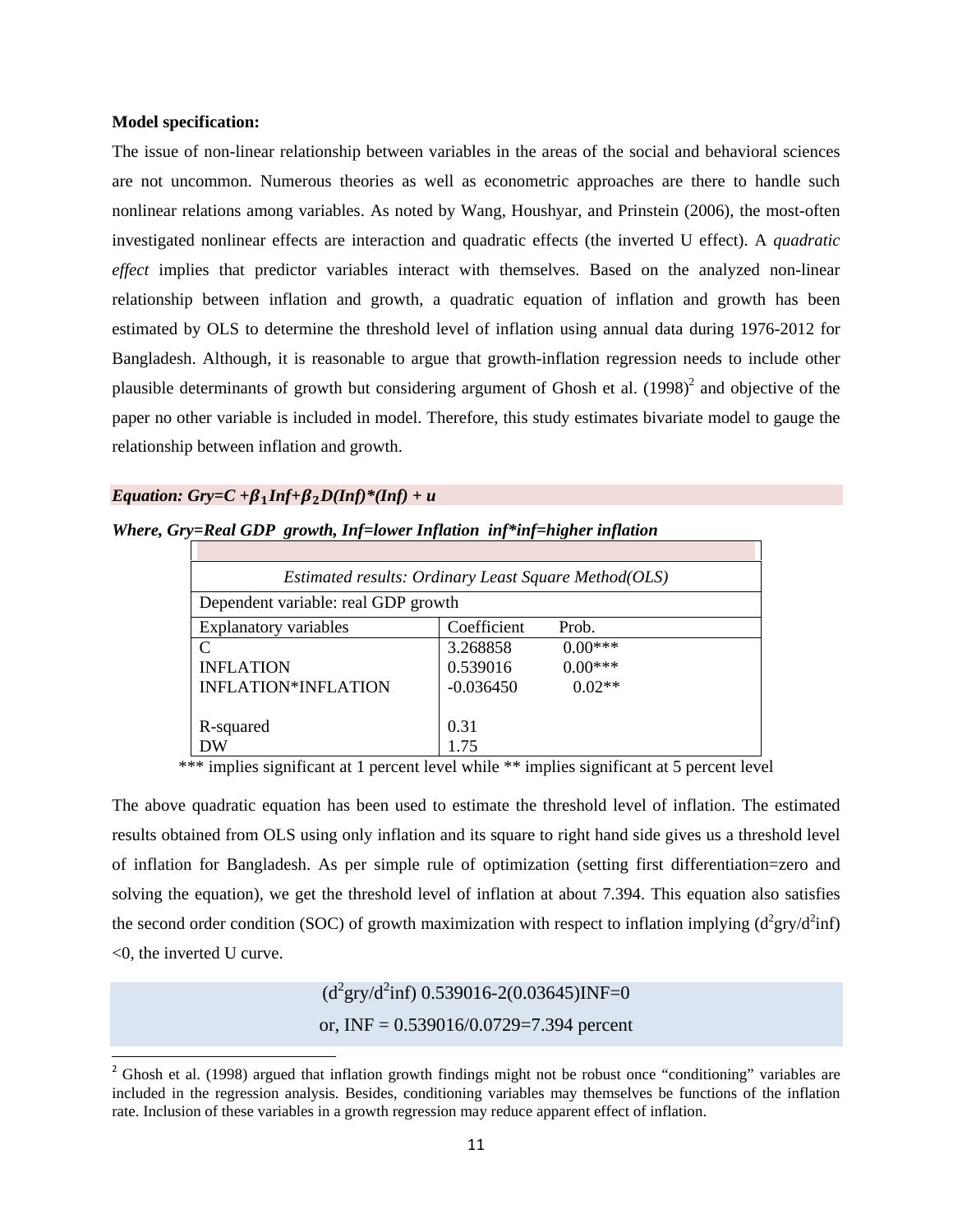**Model specification:**

The issue of non-linear relationship between variables in the areas of the social and behavioral sciences are not uncommon. Numerous theories as well as econometric approaches are there to handle such nonlinear relations among variables. As noted by Wang, Houshyar, and Prinstein (2006), the most-often investigated nonlinear effects are interaction and quadratic effects (the inverted U effect). A *quadratic effect* implies that predictor variables interact with themselves. Based on the analyzed non-linear relationship between inflation and growth, a quadratic equation of inflation and growth has been estimated by OLS to determine the threshold level of inflation using annual data during 1976-2012 for Bangladesh. Although, it is reasonable to argue that growth-inflation regression needs to include other plausible determinants of growth but considering argument of Ghosh et al. (1998)[2] and objective of the paper no other variable is included in model. Therefore, this study estimates bivariate model to gauge the relationship between inflation and growth.

***Equation: Gry=C +$\beta_1$Inf+$\beta_2$D(Inf)\*(Inf) + u***

***Where, Gry=Real GDP growth, Inf=lower Inflation inf\*inf=higher inflation***

| *Estimated results: Ordinary Least Square Method(OLS)* | | |
|---|---|---|
| Dependent variable: real GDP growth | | |
| Explanatory variables | Coefficient | Prob. |
| C | 3.268858 | 0.00*** |
| INFLATION | 0.539016 | 0.00*** |
| INFLATION*INFLATION | -0.036450 | 0.02** |
| R-squared | 0.31 | |
| DW | 1.75 | |

*** implies significant at 1 percent level while ** implies significant at 5 percent level

The above quadratic equation has been used to estimate the threshold level of inflation. The estimated results obtained from OLS using only inflation and its square to right hand side gives us a threshold level of inflation for Bangladesh. As per simple rule of optimization (setting first differentiation=zero and solving the equation), we get the threshold level of inflation at about 7.394. This equation also satisfies the second order condition (SOC) of growth maximization with respect to inflation implying ($d^2gry/d^2inf$) <0, the inverted U curve.

$$(d^2gry/d^2inf)\ 0.539016-2(0.03645)INF=0$$

$$\text{or, } INF = 0.539016/0.0729=7.394 \text{ percent}$$

---

[2] Ghosh et al. (1998) argued that inflation growth findings might not be robust once "conditioning" variables are included in the regression analysis. Besides, conditioning variables may themselves be functions of the inflation rate. Inclusion of these variables in a growth regression may reduce apparent effect of inflation.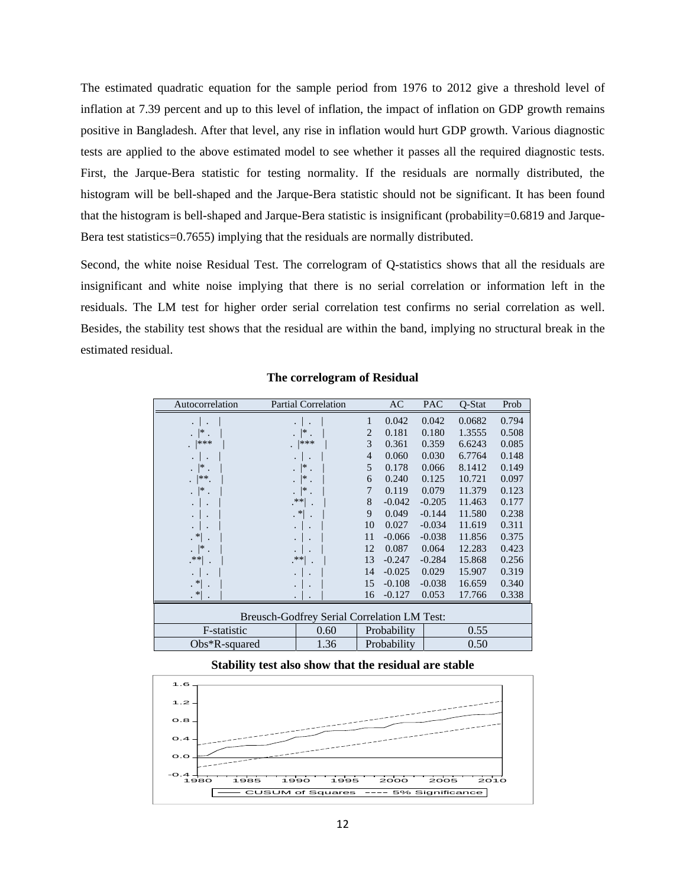The estimated quadratic equation for the sample period from 1976 to 2012 give a threshold level of inflation at 7.39 percent and up to this level of inflation, the impact of inflation on GDP growth remains positive in Bangladesh. After that level, any rise in inflation would hurt GDP growth. Various diagnostic tests are applied to the above estimated model to see whether it passes all the required diagnostic tests. First, the Jarque-Bera statistic for testing normality. If the residuals are normally distributed, the histogram will be bell-shaped and the Jarque-Bera statistic should not be significant. It has been found that the histogram is bell-shaped and Jarque-Bera statistic is insignificant (probability=0.6819 and Jarque-Bera test statistics=0.7655) implying that the residuals are normally distributed.

Second, the white noise Residual Test. The correlogram of Q-statistics shows that all the residuals are insignificant and white noise implying that there is no serial correlation or information left in the residuals. The LM test for higher order serial correlation test confirms no serial correlation as well. Besides, the stability test shows that the residual are within the band, implying no structural break in the estimated residual.

**The correlogram of Residual**

| Autocorrelation | Partial Correlation | | AC | PAC | Q-Stat | Prob |
|---|---|---|---|---|---|---|
| . \| . \| | . \| . \| | 1 | 0.042 | 0.042 | 0.0682 | 0.794 |
| . \|* . \| | . \|* . \| | 2 | 0.181 | 0.180 | 1.3555 | 0.508 |
| . \|*** \| | . \|*** \| | 3 | 0.361 | 0.359 | 6.6243 | 0.085 |
| . \| . \| | . \| . \| | 4 | 0.060 | 0.030 | 6.7764 | 0.148 |
| . \|* . \| | . \|* . \| | 5 | 0.178 | 0.066 | 8.1412 | 0.149 |
| . \|**. \| | . \|* . \| | 6 | 0.240 | 0.125 | 10.721 | 0.097 |
| . \|* . \| | . \|* . \| | 7 | 0.119 | 0.079 | 11.379 | 0.123 |
| . \| . \| | .**\| . \| | 8 | -0.042 | -0.205 | 11.463 | 0.177 |
| . \| . \| | . *\| . \| | 9 | 0.049 | -0.144 | 11.580 | 0.238 |
| . \| . \| | . \| . \| | 10 | 0.027 | -0.034 | 11.619 | 0.311 |
| . *\| . \| | . \| . \| | 11 | -0.066 | -0.038 | 11.856 | 0.375 |
| . \|* . \| | . \| . \| | 12 | 0.087 | 0.064 | 12.283 | 0.423 |
| .**\| . \| | .**\| . \| | 13 | -0.247 | -0.284 | 15.868 | 0.256 |
| . \| . \| | . \| . \| | 14 | -0.025 | 0.029 | 15.907 | 0.319 |
| . *\| . \| | . \| . \| | 15 | -0.108 | -0.038 | 16.659 | 0.340 |
| . *\| . \| | . \| . \| | 16 | -0.127 | 0.053 | 17.766 | 0.338 |

| Breusch-Godfrey Serial Correlation LM Test: | | | |
|---|---|---|---|
| F-statistic | 0.60 | Probability | 0.55 |
| Obs*R-squared | 1.36 | Probability | 0.50 |

**Stability test also show that the residual are stable**

[Chart: CUSUM of Squares with 5% Significance bands, 1980–2010]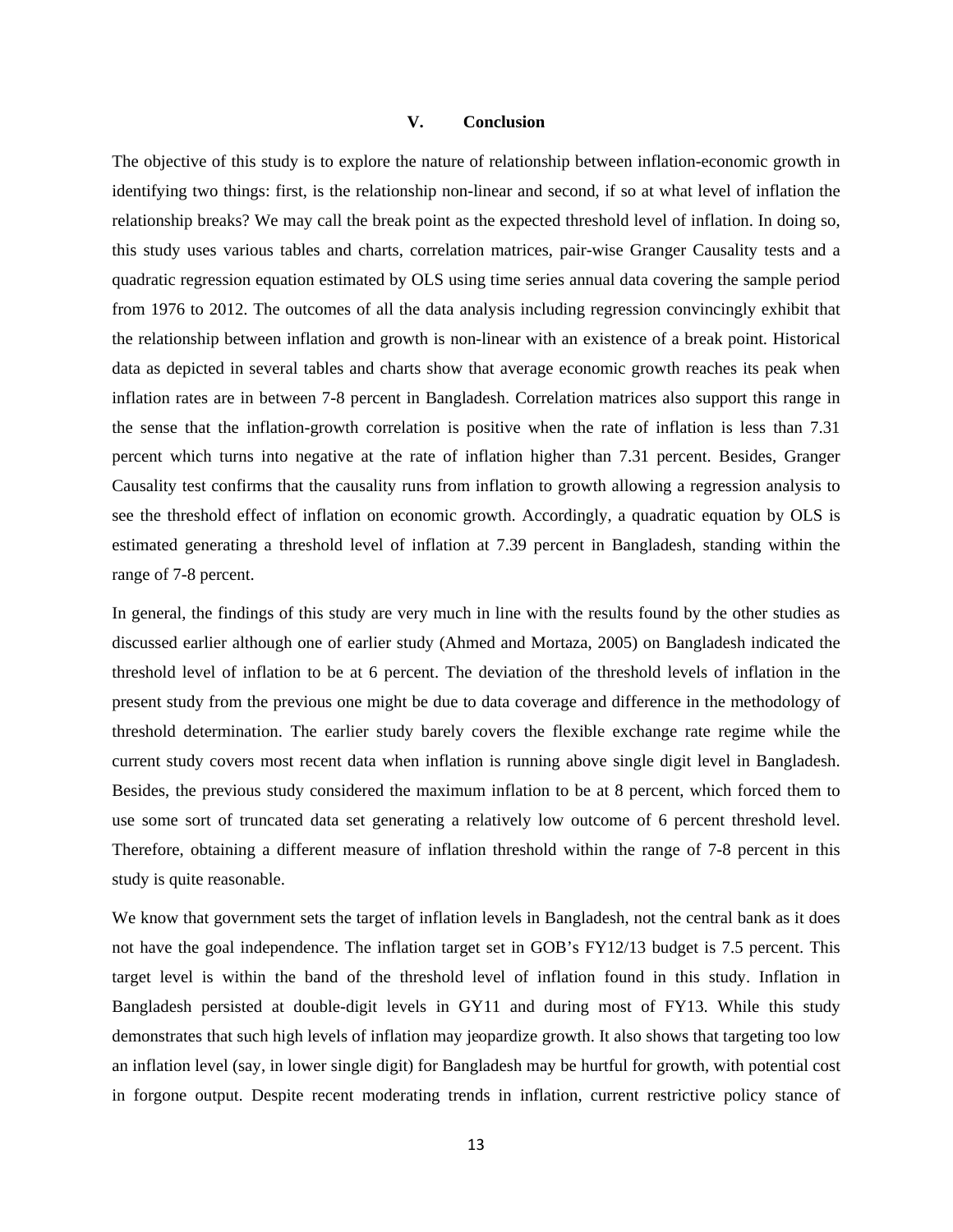## V. Conclusion

The objective of this study is to explore the nature of relationship between inflation-economic growth in identifying two things: first, is the relationship non-linear and second, if so at what level of inflation the relationship breaks? We may call the break point as the expected threshold level of inflation. In doing so, this study uses various tables and charts, correlation matrices, pair-wise Granger Causality tests and a quadratic regression equation estimated by OLS using time series annual data covering the sample period from 1976 to 2012. The outcomes of all the data analysis including regression convincingly exhibit that the relationship between inflation and growth is non-linear with an existence of a break point. Historical data as depicted in several tables and charts show that average economic growth reaches its peak when inflation rates are in between 7-8 percent in Bangladesh. Correlation matrices also support this range in the sense that the inflation-growth correlation is positive when the rate of inflation is less than 7.31 percent which turns into negative at the rate of inflation higher than 7.31 percent. Besides, Granger Causality test confirms that the causality runs from inflation to growth allowing a regression analysis to see the threshold effect of inflation on economic growth. Accordingly, a quadratic equation by OLS is estimated generating a threshold level of inflation at 7.39 percent in Bangladesh, standing within the range of 7-8 percent.

In general, the findings of this study are very much in line with the results found by the other studies as discussed earlier although one of earlier study (Ahmed and Mortaza, 2005) on Bangladesh indicated the threshold level of inflation to be at 6 percent. The deviation of the threshold levels of inflation in the present study from the previous one might be due to data coverage and difference in the methodology of threshold determination. The earlier study barely covers the flexible exchange rate regime while the current study covers most recent data when inflation is running above single digit level in Bangladesh. Besides, the previous study considered the maximum inflation to be at 8 percent, which forced them to use some sort of truncated data set generating a relatively low outcome of 6 percent threshold level. Therefore, obtaining a different measure of inflation threshold within the range of 7-8 percent in this study is quite reasonable.

We know that government sets the target of inflation levels in Bangladesh, not the central bank as it does not have the goal independence. The inflation target set in GOB's FY12/13 budget is 7.5 percent. This target level is within the band of the threshold level of inflation found in this study. Inflation in Bangladesh persisted at double-digit levels in GY11 and during most of FY13. While this study demonstrates that such high levels of inflation may jeopardize growth. It also shows that targeting too low an inflation level (say, in lower single digit) for Bangladesh may be hurtful for growth, with potential cost in forgone output. Despite recent moderating trends in inflation, current restrictive policy stance of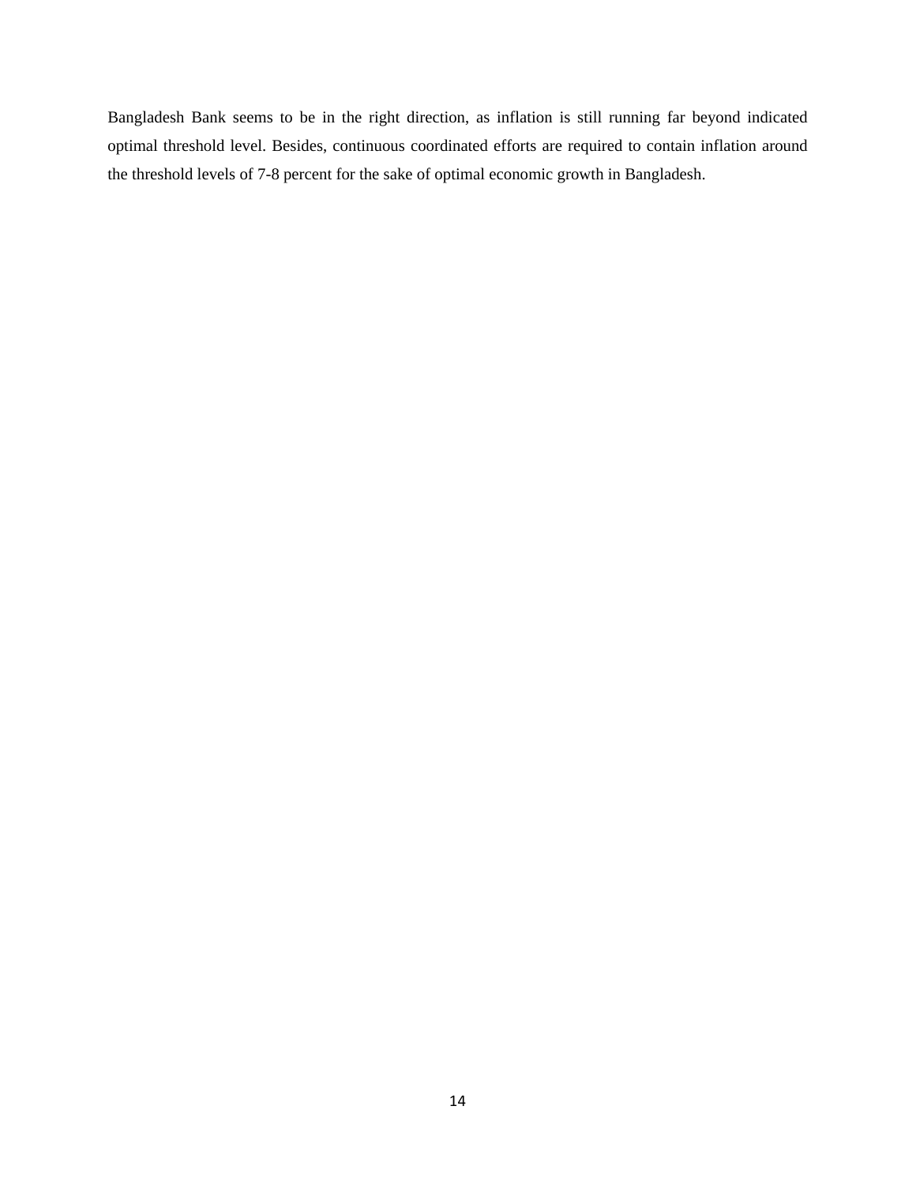Bangladesh Bank seems to be in the right direction, as inflation is still running far beyond indicated optimal threshold level. Besides, continuous coordinated efforts are required to contain inflation around the threshold levels of 7-8 percent for the sake of optimal economic growth in Bangladesh.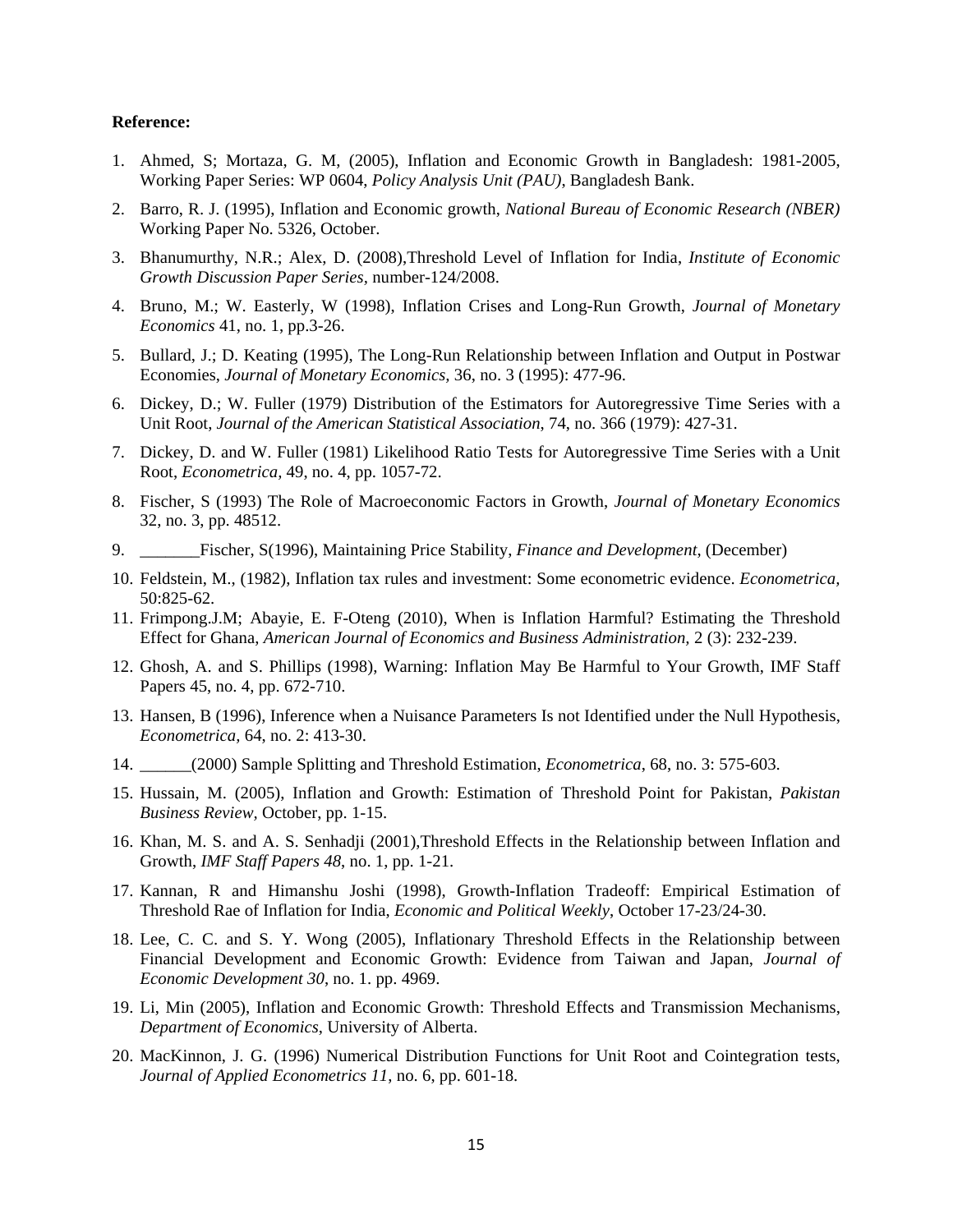**Reference:**

1. Ahmed, S; Mortaza, G. M, (2005), Inflation and Economic Growth in Bangladesh: 1981-2005, Working Paper Series: WP 0604, *Policy Analysis Unit (PAU)*, Bangladesh Bank.
2. Barro, R. J. (1995), Inflation and Economic growth, *National Bureau of Economic Research (NBER)* Working Paper No. 5326, October.
3. Bhanumurthy, N.R.; Alex, D. (2008),Threshold Level of Inflation for India, *Institute of Economic Growth Discussion Paper Series,* number-124/2008.
4. Bruno, M.; W. Easterly, W (1998), Inflation Crises and Long-Run Growth, *Journal of Monetary Economics* 41, no. 1, pp.3-26.
5. Bullard, J.; D. Keating (1995), The Long-Run Relationship between Inflation and Output in Postwar Economies, *Journal of Monetary Economics,* 36, no. 3 (1995): 477-96.
6. Dickey, D.; W. Fuller (1979) Distribution of the Estimators for Autoregressive Time Series with a Unit Root, *Journal of the American Statistical Association,* 74, no. 366 (1979): 427-31.
7. Dickey, D. and W. Fuller (1981) Likelihood Ratio Tests for Autoregressive Time Series with a Unit Root, *Econometrica,* 49, no. 4, pp. 1057-72.
8. Fischer, S (1993) The Role of Macroeconomic Factors in Growth, *Journal of Monetary Economics* 32, no. 3, pp. 48512.
9. _______Fischer, S(1996), Maintaining Price Stability, *Finance and Development*, (December)
10. Feldstein, M., (1982), Inflation tax rules and investment: Some econometric evidence. *Econometrica,* 50:825-62.
11. Frimpong.J.M; Abayie, E. F-Oteng (2010), When is Inflation Harmful? Estimating the Threshold Effect for Ghana, *American Journal of Economics and Business Administration*, 2 (3): 232-239.
12. Ghosh, A. and S. Phillips (1998), Warning: Inflation May Be Harmful to Your Growth, IMF Staff Papers 45, no. 4, pp. 672-710.
13. Hansen, B (1996), Inference when a Nuisance Parameters Is not Identified under the Null Hypothesis, *Econometrica,* 64, no. 2: 413-30.
14. ______(2000) Sample Splitting and Threshold Estimation, *Econometrica*, 68, no. 3: 575-603.
15. Hussain, M. (2005), Inflation and Growth: Estimation of Threshold Point for Pakistan, *Pakistan Business Review*, October, pp. 1-15.
16. Khan, M. S. and A. S. Senhadji (2001),Threshold Effects in the Relationship between Inflation and Growth, *IMF Staff Papers 48*, no. 1, pp. 1-21.
17. Kannan, R and Himanshu Joshi (1998), Growth-Inflation Tradeoff: Empirical Estimation of Threshold Rae of Inflation for India, *Economic and Political Weekly*, October 17-23/24-30.
18. Lee, C. C. and S. Y. Wong (2005), Inflationary Threshold Effects in the Relationship between Financial Development and Economic Growth: Evidence from Taiwan and Japan, *Journal of Economic Development 30*, no. 1. pp. 4969.
19. Li, Min (2005), Inflation and Economic Growth: Threshold Effects and Transmission Mechanisms, *Department of Economics*, University of Alberta.
20. MacKinnon, J. G. (1996) Numerical Distribution Functions for Unit Root and Cointegration tests, *Journal of Applied Econometrics 11*, no. 6, pp. 601-18.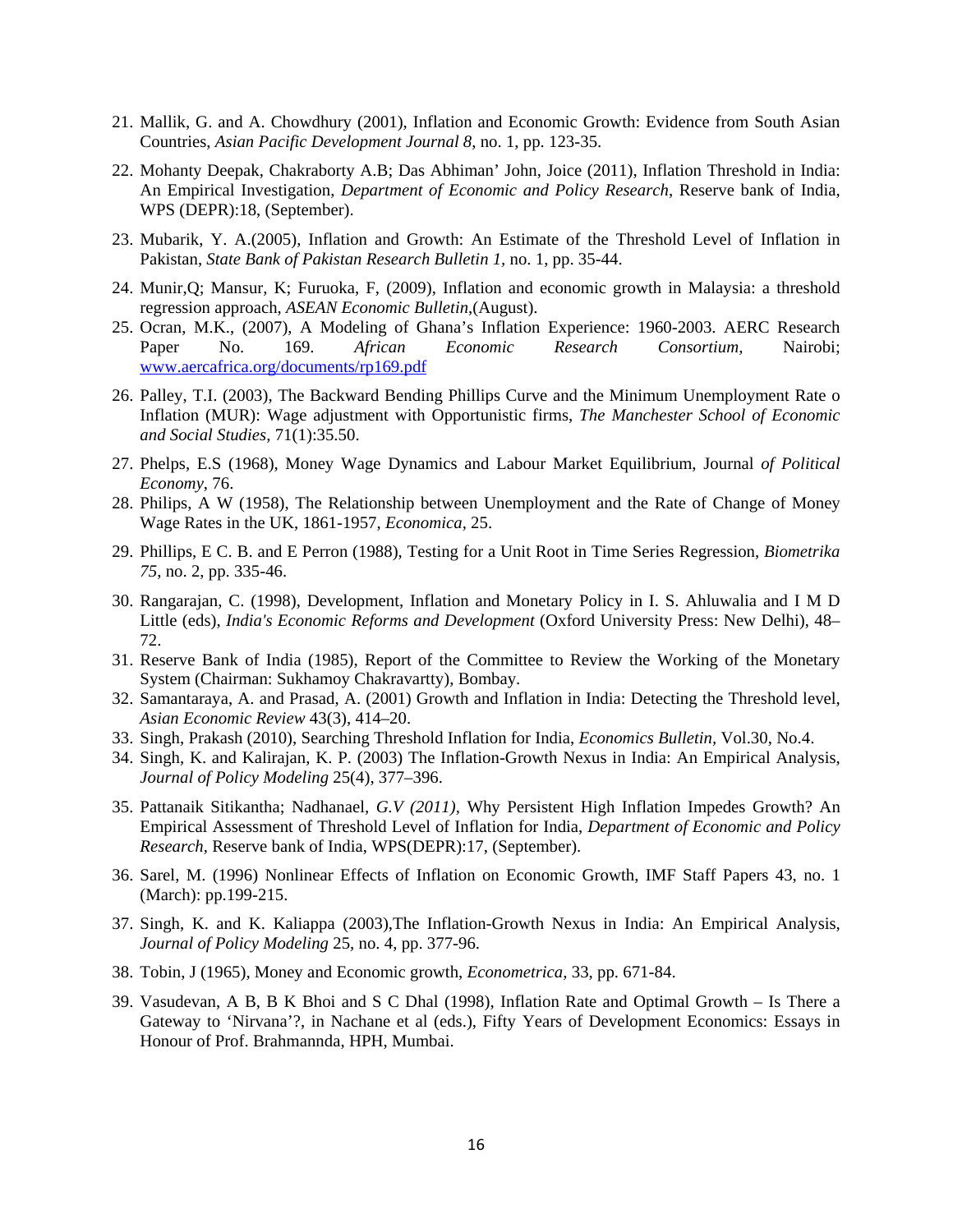21. Mallik, G. and A. Chowdhury (2001), Inflation and Economic Growth: Evidence from South Asian Countries, *Asian Pacific Development Journal 8*, no. 1, pp. 123-35.

22. Mohanty Deepak, Chakraborty A.B; Das Abhiman' John, Joice (2011), Inflation Threshold in India: An Empirical Investigation, *Department of Economic and Policy Research*, Reserve bank of India, WPS (DEPR):18, (September).

23. Mubarik, Y. A.(2005), Inflation and Growth: An Estimate of the Threshold Level of Inflation in Pakistan, *State Bank of Pakistan Research Bulletin 1*, no. 1, pp. 35-44.

24. Munir,Q; Mansur, K; Furuoka, F, (2009), Inflation and economic growth in Malaysia: a threshold regression approach, *ASEAN Economic Bulletin*,(August).

25. Ocran, M.K., (2007), A Modeling of Ghana's Inflation Experience: 1960-2003. AERC Research Paper No. 169. *African Economic Research Consortium,* Nairobi; www.aercafrica.org/documents/rp169.pdf

26. Palley, T.I. (2003), The Backward Bending Phillips Curve and the Minimum Unemployment Rate o Inflation (MUR): Wage adjustment with Opportunistic firms, *The Manchester School of Economic and Social Studies*, 71(1):35.50.

27. Phelps, E.S (1968), Money Wage Dynamics and Labour Market Equilibrium, Journal *of Political Economy*, 76.

28. Philips, A W (1958), The Relationship between Unemployment and the Rate of Change of Money Wage Rates in the UK, 1861-1957, *Economica*, 25.

29. Phillips, E C. B. and E Perron (1988), Testing for a Unit Root in Time Series Regression, *Biometrika 75*, no. 2, pp. 335-46.

30. Rangarajan, C. (1998), Development, Inflation and Monetary Policy in I. S. Ahluwalia and I M D Little (eds), *India's Economic Reforms and Development* (Oxford University Press: New Delhi), 48–72.

31. Reserve Bank of India (1985), Report of the Committee to Review the Working of the Monetary System (Chairman: Sukhamoy Chakravartty), Bombay.

32. Samantaraya, A. and Prasad, A. (2001) Growth and Inflation in India: Detecting the Threshold level, *Asian Economic Review* 43(3), 414–20.

33. Singh, Prakash (2010), Searching Threshold Inflation for India, *Economics Bulletin*, Vol.30, No.4.

34. Singh, K. and Kalirajan, K. P. (2003) The Inflation-Growth Nexus in India: An Empirical Analysis, *Journal of Policy Modeling* 25(4), 377–396.

35. Pattanaik Sitikantha; Nadhanael, *G.V (2011)*, Why Persistent High Inflation Impedes Growth? An Empirical Assessment of Threshold Level of Inflation for India, *Department of Economic and Policy Research*, Reserve bank of India, WPS(DEPR):17, (September).

36. Sarel, M. (1996) Nonlinear Effects of Inflation on Economic Growth, IMF Staff Papers 43, no. 1 (March): pp.199-215.

37. Singh, K. and K. Kaliappa (2003),The Inflation-Growth Nexus in India: An Empirical Analysis, *Journal of Policy Modeling* 25, no. 4, pp. 377-96.

38. Tobin, J (1965), Money and Economic growth, *Econometrica*, 33, pp. 671-84.

39. Vasudevan, A B, B K Bhoi and S C Dhal (1998), Inflation Rate and Optimal Growth – Is There a Gateway to 'Nirvana'?, in Nachane et al (eds.), Fifty Years of Development Economics: Essays in Honour of Prof. Brahmannda, HPH, Mumbai.